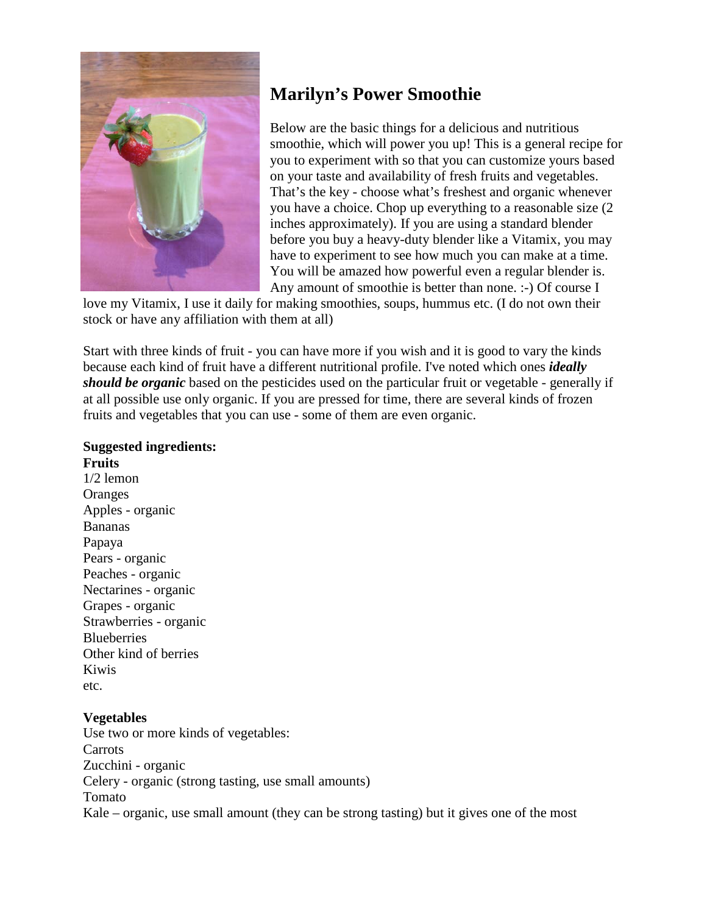# Marilyn's Power Smoothie

Below are the basic things for a delicious and nutritious smoothie, which will power you up! This is a general recipe for you to experiment with so that you can customize yours based on your taste and availability of fresh fruits and vegetables. That's the key - choose what's freshest and organic whenever you have a choice. Chop up everything to a reasonable size (2 inches approximately). If you are using a standard blender before you buy a heavy-duty blender like a Vitamix, you may have to experiment to see how much you can make at a time. You will be amazed how powerful even a regular blender is. Any amount of smoothie is better than none. :-) Of course I love my Vitamix, I use it daily for making smoothies, soups, hummus etc. (I do not own their stock or have any affiliation with them at all)

Start with three kinds of fruit - you can have more if you wish and it is good to vary the kinds because each kind of fruit have a different nutritional profile. I've noted which ones ***ideally should be organic*** based on the pesticides used on the particular fruit or vegetable - generally if at all possible use only organic. If you are pressed for time, there are several kinds of frozen fruits and vegetables that you can use - some of them are even organic.

**Suggested ingredients:**
**Fruits**
1/2 lemon
Oranges
Apples - organic
Bananas
Papaya
Pears - organic
Peaches - organic
Nectarines - organic
Grapes - organic
Strawberries - organic
Blueberries
Other kind of berries
Kiwis
etc.

**Vegetables**
Use two or more kinds of vegetables:
Carrots
Zucchini - organic
Celery - organic (strong tasting, use small amounts)
Tomato
Kale – organic, use small amount (they can be strong tasting) but it gives one of the most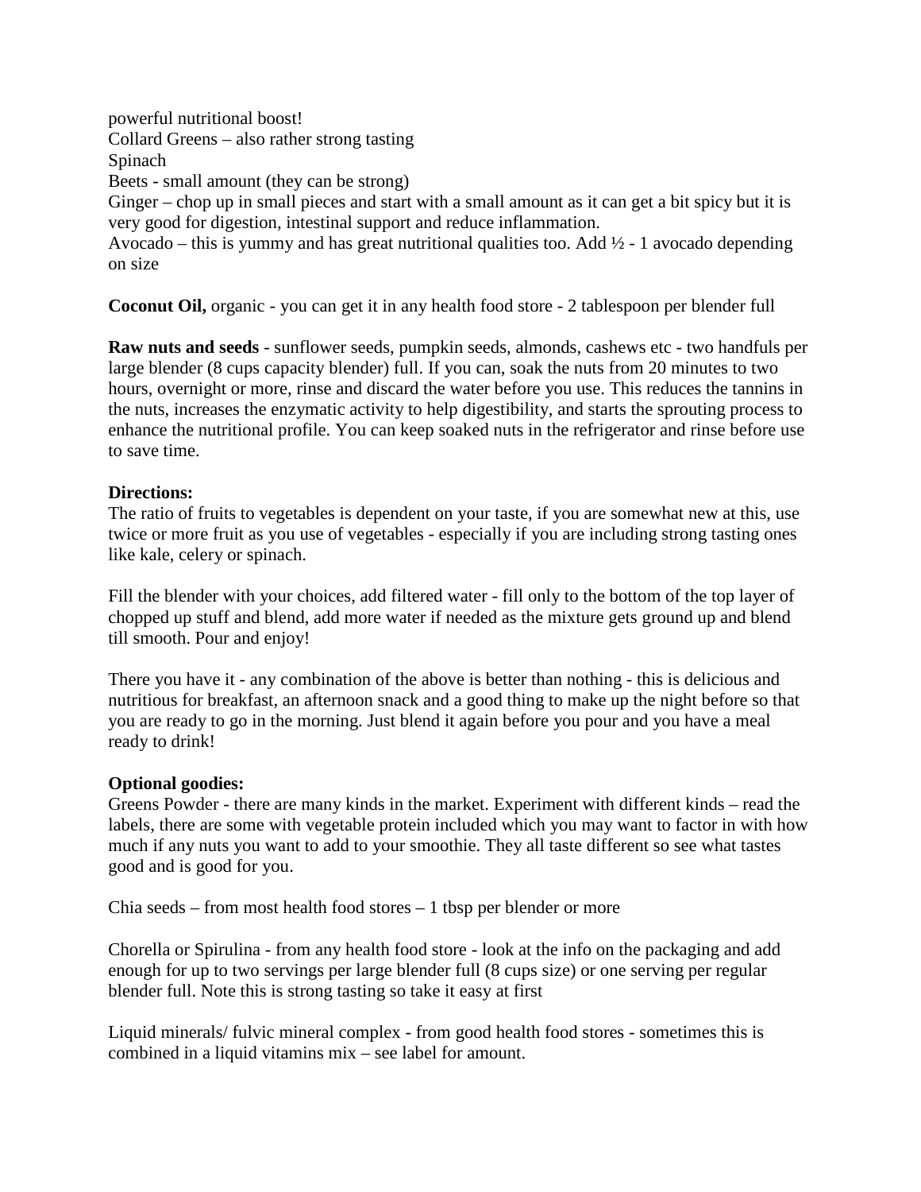powerful nutritional boost!
Collard Greens – also rather strong tasting
Spinach
Beets - small amount (they can be strong)
Ginger – chop up in small pieces and start with a small amount as it can get a bit spicy but it is very good for digestion, intestinal support and reduce inflammation.
Avocado – this is yummy and has great nutritional qualities too. Add ½ - 1 avocado depending on size

**Coconut Oil,** organic - you can get it in any health food store - 2 tablespoon per blender full

**Raw nuts and seeds** - sunflower seeds, pumpkin seeds, almonds, cashews etc - two handfuls per large blender (8 cups capacity blender) full. If you can, soak the nuts from 20 minutes to two hours, overnight or more, rinse and discard the water before you use. This reduces the tannins in the nuts, increases the enzymatic activity to help digestibility, and starts the sprouting process to enhance the nutritional profile. You can keep soaked nuts in the refrigerator and rinse before use to save time.

**Directions:**
The ratio of fruits to vegetables is dependent on your taste, if you are somewhat new at this, use twice or more fruit as you use of vegetables - especially if you are including strong tasting ones like kale, celery or spinach.

Fill the blender with your choices, add filtered water - fill only to the bottom of the top layer of chopped up stuff and blend, add more water if needed as the mixture gets ground up and blend till smooth. Pour and enjoy!

There you have it - any combination of the above is better than nothing - this is delicious and nutritious for breakfast, an afternoon snack and a good thing to make up the night before so that you are ready to go in the morning. Just blend it again before you pour and you have a meal ready to drink!

**Optional goodies:**
Greens Powder - there are many kinds in the market. Experiment with different kinds – read the labels, there are some with vegetable protein included which you may want to factor in with how much if any nuts you want to add to your smoothie. They all taste different so see what tastes good and is good for you.

Chia seeds – from most health food stores – 1 tbsp per blender or more

Chorella or Spirulina - from any health food store - look at the info on the packaging and add enough for up to two servings per large blender full (8 cups size) or one serving per regular blender full. Note this is strong tasting so take it easy at first

Liquid minerals/ fulvic mineral complex - from good health food stores - sometimes this is combined in a liquid vitamins mix – see label for amount.